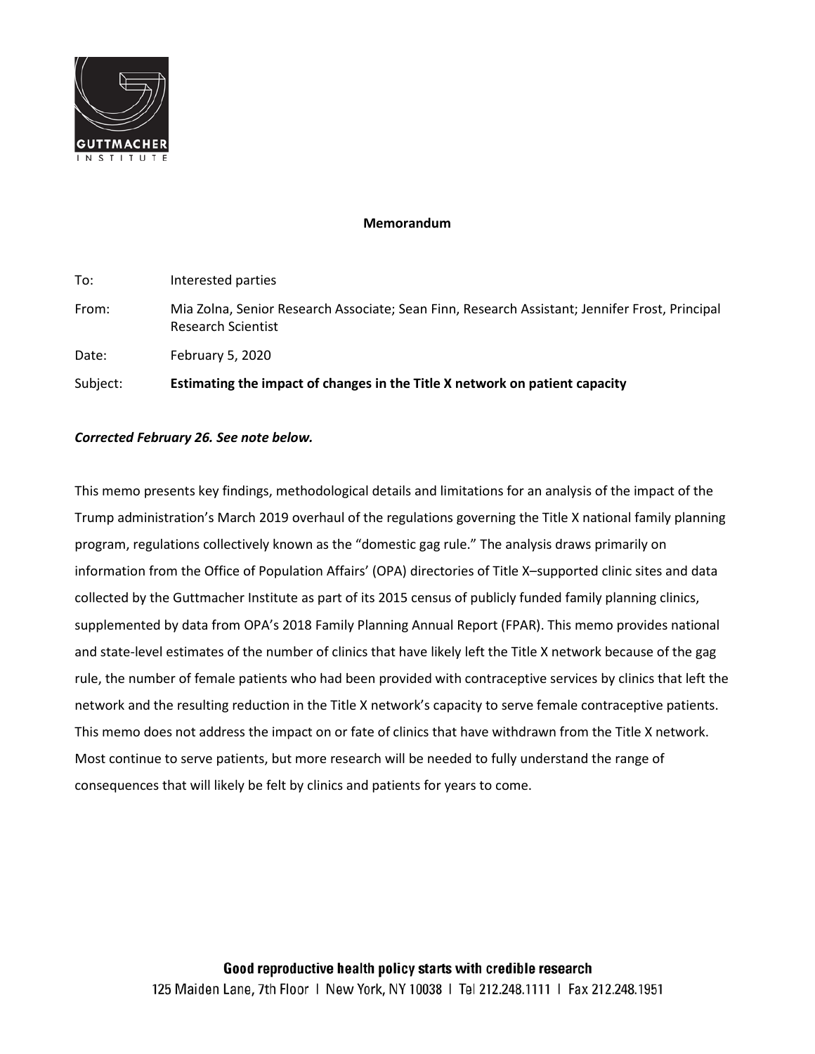**Memorandum**

| | |
|---|---|
| To: | Interested parties |
| From: | Mia Zolna, Senior Research Associate; Sean Finn, Research Assistant; Jennifer Frost, Principal Research Scientist |
| Date: | February 5, 2020 |
| Subject: | **Estimating the impact of changes in the Title X network on patient capacity** |

***Corrected February 26. See note below.***

This memo presents key findings, methodological details and limitations for an analysis of the impact of the Trump administration's March 2019 overhaul of the regulations governing the Title X national family planning program, regulations collectively known as the "domestic gag rule." The analysis draws primarily on information from the Office of Population Affairs' (OPA) directories of Title X–supported clinic sites and data collected by the Guttmacher Institute as part of its 2015 census of publicly funded family planning clinics, supplemented by data from OPA's 2018 Family Planning Annual Report (FPAR). This memo provides national and state-level estimates of the number of clinics that have likely left the Title X network because of the gag rule, the number of female patients who had been provided with contraceptive services by clinics that left the network and the resulting reduction in the Title X network's capacity to serve female contraceptive patients. This memo does not address the impact on or fate of clinics that have withdrawn from the Title X network. Most continue to serve patients, but more research will be needed to fully understand the range of consequences that will likely be felt by clinics and patients for years to come.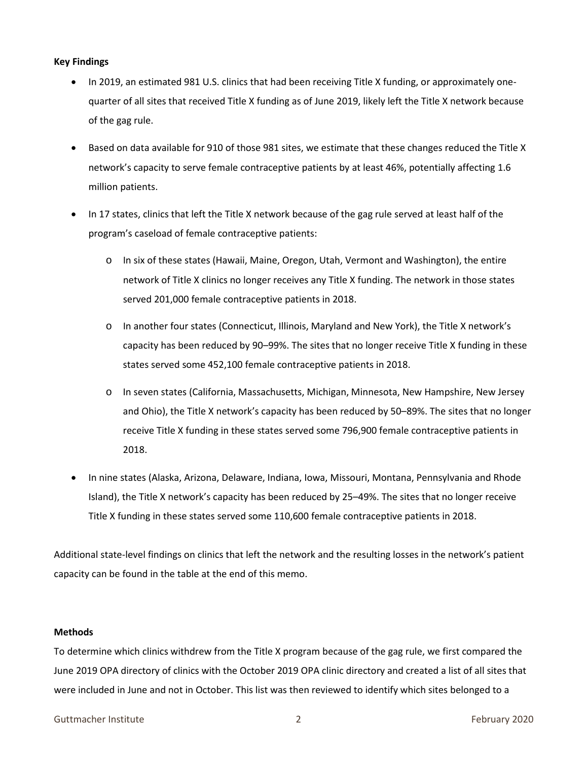**Key Findings**

- In 2019, an estimated 981 U.S. clinics that had been receiving Title X funding, or approximately one-quarter of all sites that received Title X funding as of June 2019, likely left the Title X network because of the gag rule.
- Based on data available for 910 of those 981 sites, we estimate that these changes reduced the Title X network's capacity to serve female contraceptive patients by at least 46%, potentially affecting 1.6 million patients.
- In 17 states, clinics that left the Title X network because of the gag rule served at least half of the program's caseload of female contraceptive patients:
    - In six of these states (Hawaii, Maine, Oregon, Utah, Vermont and Washington), the entire network of Title X clinics no longer receives any Title X funding. The network in those states served 201,000 female contraceptive patients in 2018.
    - In another four states (Connecticut, Illinois, Maryland and New York), the Title X network's capacity has been reduced by 90–99%. The sites that no longer receive Title X funding in these states served some 452,100 female contraceptive patients in 2018.
    - In seven states (California, Massachusetts, Michigan, Minnesota, New Hampshire, New Jersey and Ohio), the Title X network's capacity has been reduced by 50–89%. The sites that no longer receive Title X funding in these states served some 796,900 female contraceptive patients in 2018.
- In nine states (Alaska, Arizona, Delaware, Indiana, Iowa, Missouri, Montana, Pennsylvania and Rhode Island), the Title X network's capacity has been reduced by 25–49%. The sites that no longer receive Title X funding in these states served some 110,600 female contraceptive patients in 2018.

Additional state-level findings on clinics that left the network and the resulting losses in the network's patient capacity can be found in the table at the end of this memo.

**Methods**

To determine which clinics withdrew from the Title X program because of the gag rule, we first compared the June 2019 OPA directory of clinics with the October 2019 OPA clinic directory and created a list of all sites that were included in June and not in October. This list was then reviewed to identify which sites belonged to a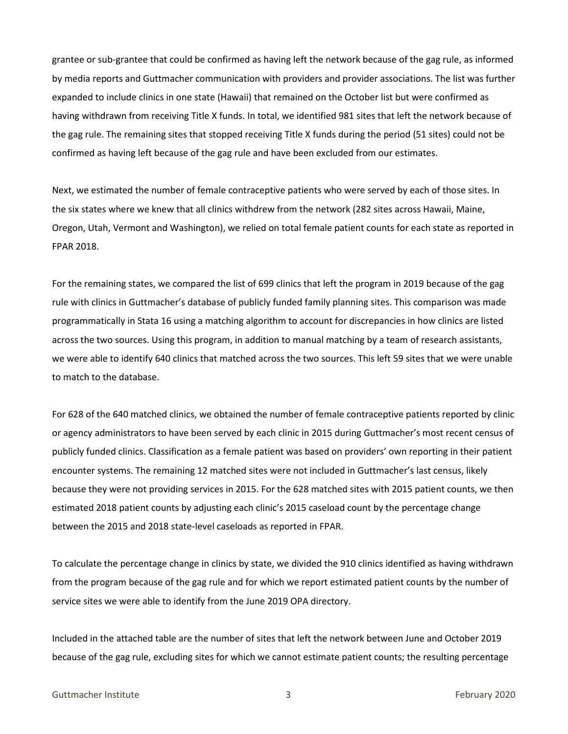grantee or sub-grantee that could be confirmed as having left the network because of the gag rule, as informed by media reports and Guttmacher communication with providers and provider associations. The list was further expanded to include clinics in one state (Hawaii) that remained on the October list but were confirmed as having withdrawn from receiving Title X funds. In total, we identified 981 sites that left the network because of the gag rule. The remaining sites that stopped receiving Title X funds during the period (51 sites) could not be confirmed as having left because of the gag rule and have been excluded from our estimates.

Next, we estimated the number of female contraceptive patients who were served by each of those sites. In the six states where we knew that all clinics withdrew from the network (282 sites across Hawaii, Maine, Oregon, Utah, Vermont and Washington), we relied on total female patient counts for each state as reported in FPAR 2018.

For the remaining states, we compared the list of 699 clinics that left the program in 2019 because of the gag rule with clinics in Guttmacher's database of publicly funded family planning sites. This comparison was made programmatically in Stata 16 using a matching algorithm to account for discrepancies in how clinics are listed across the two sources. Using this program, in addition to manual matching by a team of research assistants, we were able to identify 640 clinics that matched across the two sources. This left 59 sites that we were unable to match to the database.

For 628 of the 640 matched clinics, we obtained the number of female contraceptive patients reported by clinic or agency administrators to have been served by each clinic in 2015 during Guttmacher's most recent census of publicly funded clinics. Classification as a female patient was based on providers' own reporting in their patient encounter systems. The remaining 12 matched sites were not included in Guttmacher's last census, likely because they were not providing services in 2015. For the 628 matched sites with 2015 patient counts, we then estimated 2018 patient counts by adjusting each clinic's 2015 caseload count by the percentage change between the 2015 and 2018 state-level caseloads as reported in FPAR.

To calculate the percentage change in clinics by state, we divided the 910 clinics identified as having withdrawn from the program because of the gag rule and for which we report estimated patient counts by the number of service sites we were able to identify from the June 2019 OPA directory.

Included in the attached table are the number of sites that left the network between June and October 2019 because of the gag rule, excluding sites for which we cannot estimate patient counts; the resulting percentage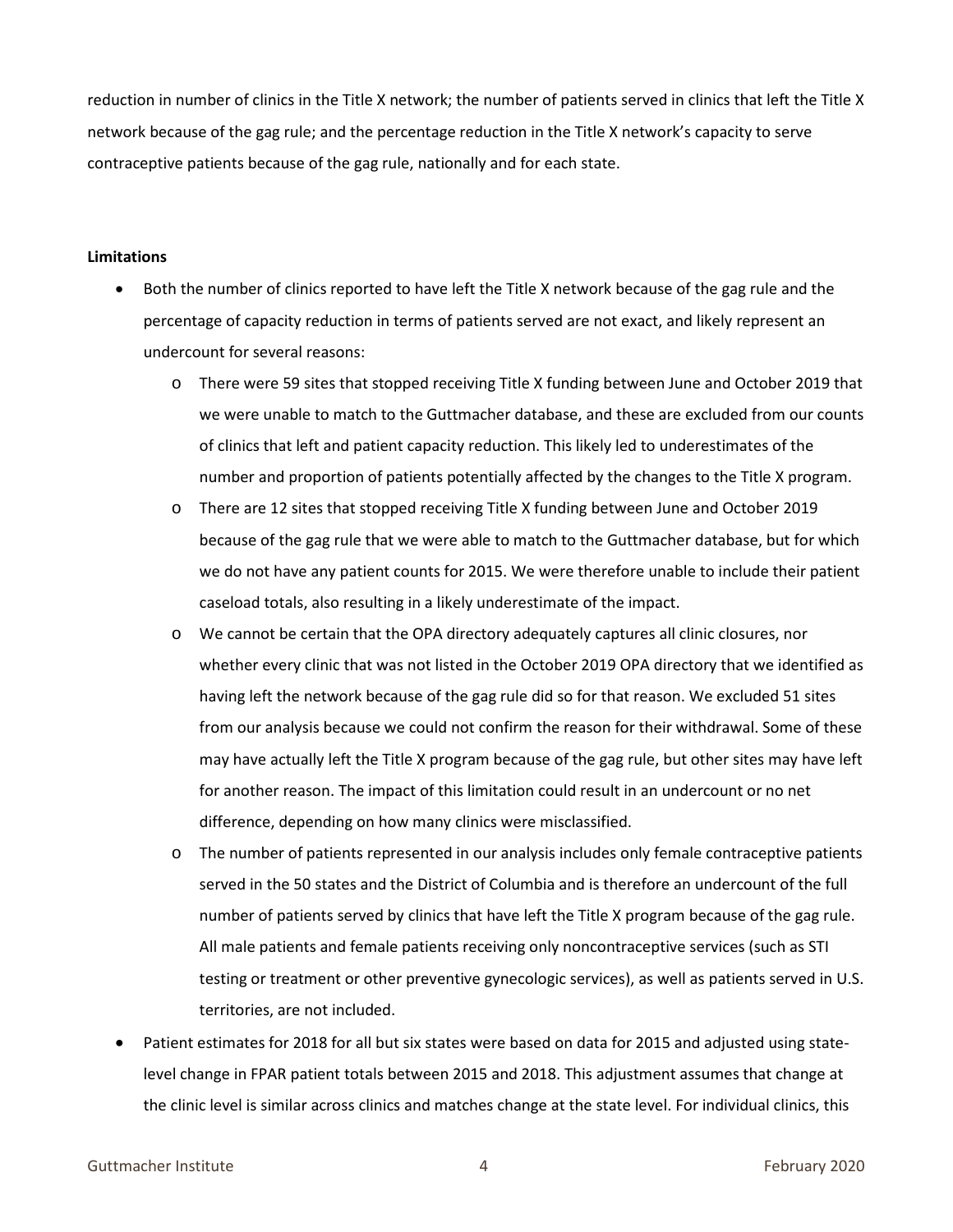reduction in number of clinics in the Title X network; the number of patients served in clinics that left the Title X network because of the gag rule; and the percentage reduction in the Title X network's capacity to serve contraceptive patients because of the gag rule, nationally and for each state.

**Limitations**

- Both the number of clinics reported to have left the Title X network because of the gag rule and the percentage of capacity reduction in terms of patients served are not exact, and likely represent an undercount for several reasons:
  - There were 59 sites that stopped receiving Title X funding between June and October 2019 that we were unable to match to the Guttmacher database, and these are excluded from our counts of clinics that left and patient capacity reduction. This likely led to underestimates of the number and proportion of patients potentially affected by the changes to the Title X program.
  - There are 12 sites that stopped receiving Title X funding between June and October 2019 because of the gag rule that we were able to match to the Guttmacher database, but for which we do not have any patient counts for 2015. We were therefore unable to include their patient caseload totals, also resulting in a likely underestimate of the impact.
  - We cannot be certain that the OPA directory adequately captures all clinic closures, nor whether every clinic that was not listed in the October 2019 OPA directory that we identified as having left the network because of the gag rule did so for that reason. We excluded 51 sites from our analysis because we could not confirm the reason for their withdrawal. Some of these may have actually left the Title X program because of the gag rule, but other sites may have left for another reason. The impact of this limitation could result in an undercount or no net difference, depending on how many clinics were misclassified.
  - The number of patients represented in our analysis includes only female contraceptive patients served in the 50 states and the District of Columbia and is therefore an undercount of the full number of patients served by clinics that have left the Title X program because of the gag rule. All male patients and female patients receiving only noncontraceptive services (such as STI testing or treatment or other preventive gynecologic services), as well as patients served in U.S. territories, are not included.
- Patient estimates for 2018 for all but six states were based on data for 2015 and adjusted using state-level change in FPAR patient totals between 2015 and 2018. This adjustment assumes that change at the clinic level is similar across clinics and matches change at the state level. For individual clinics, this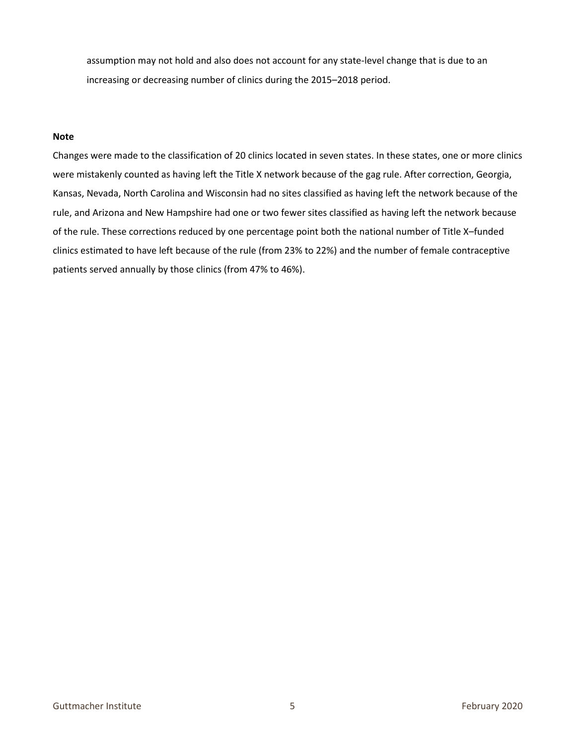assumption may not hold and also does not account for any state-level change that is due to an increasing or decreasing number of clinics during the 2015–2018 period.

**Note**

Changes were made to the classification of 20 clinics located in seven states. In these states, one or more clinics were mistakenly counted as having left the Title X network because of the gag rule. After correction, Georgia, Kansas, Nevada, North Carolina and Wisconsin had no sites classified as having left the network because of the rule, and Arizona and New Hampshire had one or two fewer sites classified as having left the network because of the rule. These corrections reduced by one percentage point both the national number of Title X–funded clinics estimated to have left because of the rule (from 23% to 22%) and the number of female contraceptive patients served annually by those clinics (from 47% to 46%).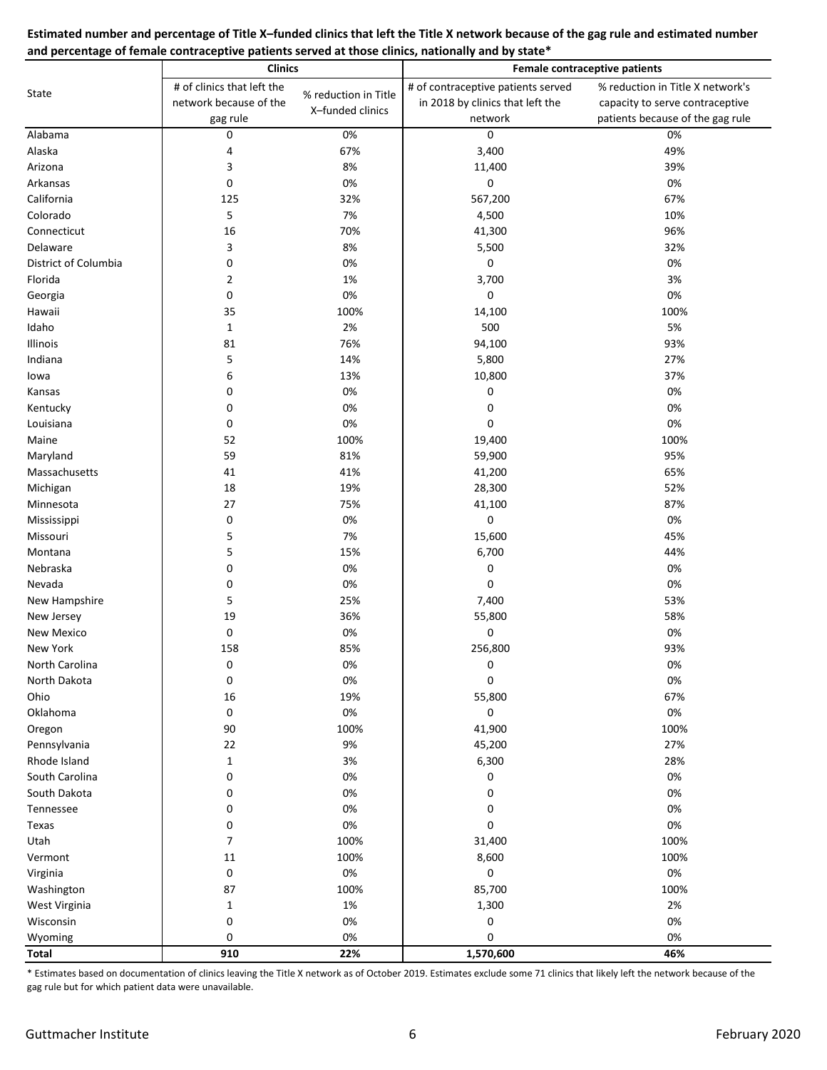**Estimated number and percentage of Title X–funded clinics that left the Title X network because of the gag rule and estimated number and percentage of female contraceptive patients served at those clinics, nationally and by state***

| State | Clinics | | Female contraceptive patients | |
|---|---|---|---|---|
| | # of clinics that left the network because of the gag rule | % reduction in Title X–funded clinics | # of contraceptive patients served in 2018 by clinics that left the network | % reduction in Title X network's capacity to serve contraceptive patients because of the gag rule |
| Alabama | 0 | 0% | 0 | 0% |
| Alaska | 4 | 67% | 3,400 | 49% |
| Arizona | 3 | 8% | 11,400 | 39% |
| Arkansas | 0 | 0% | 0 | 0% |
| California | 125 | 32% | 567,200 | 67% |
| Colorado | 5 | 7% | 4,500 | 10% |
| Connecticut | 16 | 70% | 41,300 | 96% |
| Delaware | 3 | 8% | 5,500 | 32% |
| District of Columbia | 0 | 0% | 0 | 0% |
| Florida | 2 | 1% | 3,700 | 3% |
| Georgia | 0 | 0% | 0 | 0% |
| Hawaii | 35 | 100% | 14,100 | 100% |
| Idaho | 1 | 2% | 500 | 5% |
| Illinois | 81 | 76% | 94,100 | 93% |
| Indiana | 5 | 14% | 5,800 | 27% |
| Iowa | 6 | 13% | 10,800 | 37% |
| Kansas | 0 | 0% | 0 | 0% |
| Kentucky | 0 | 0% | 0 | 0% |
| Louisiana | 0 | 0% | 0 | 0% |
| Maine | 52 | 100% | 19,400 | 100% |
| Maryland | 59 | 81% | 59,900 | 95% |
| Massachusetts | 41 | 41% | 41,200 | 65% |
| Michigan | 18 | 19% | 28,300 | 52% |
| Minnesota | 27 | 75% | 41,100 | 87% |
| Mississippi | 0 | 0% | 0 | 0% |
| Missouri | 5 | 7% | 15,600 | 45% |
| Montana | 5 | 15% | 6,700 | 44% |
| Nebraska | 0 | 0% | 0 | 0% |
| Nevada | 0 | 0% | 0 | 0% |
| New Hampshire | 5 | 25% | 7,400 | 53% |
| New Jersey | 19 | 36% | 55,800 | 58% |
| New Mexico | 0 | 0% | 0 | 0% |
| New York | 158 | 85% | 256,800 | 93% |
| North Carolina | 0 | 0% | 0 | 0% |
| North Dakota | 0 | 0% | 0 | 0% |
| Ohio | 16 | 19% | 55,800 | 67% |
| Oklahoma | 0 | 0% | 0 | 0% |
| Oregon | 90 | 100% | 41,900 | 100% |
| Pennsylvania | 22 | 9% | 45,200 | 27% |
| Rhode Island | 1 | 3% | 6,300 | 28% |
| South Carolina | 0 | 0% | 0 | 0% |
| South Dakota | 0 | 0% | 0 | 0% |
| Tennessee | 0 | 0% | 0 | 0% |
| Texas | 0 | 0% | 0 | 0% |
| Utah | 7 | 100% | 31,400 | 100% |
| Vermont | 11 | 100% | 8,600 | 100% |
| Virginia | 0 | 0% | 0 | 0% |
| Washington | 87 | 100% | 85,700 | 100% |
| West Virginia | 1 | 1% | 1,300 | 2% |
| Wisconsin | 0 | 0% | 0 | 0% |
| Wyoming | 0 | 0% | 0 | 0% |
| **Total** | **910** | **22%** | **1,570,600** | **46%** |

* Estimates based on documentation of clinics leaving the Title X network as of October 2019. Estimates exclude some 71 clinics that likely left the network because of the gag rule but for which patient data were unavailable.